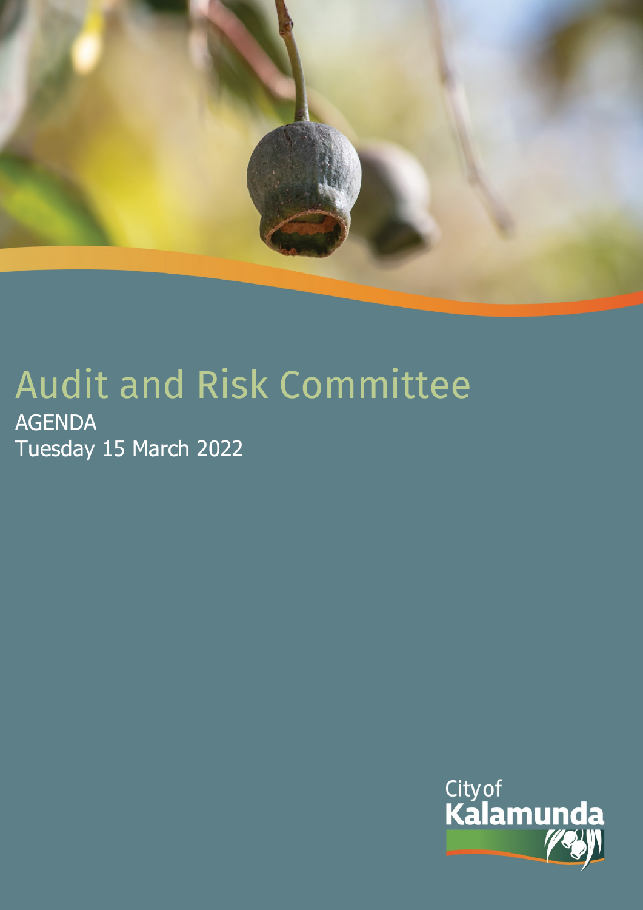# Audit and Risk Committee

AGENDA

Tuesday 15 March 2022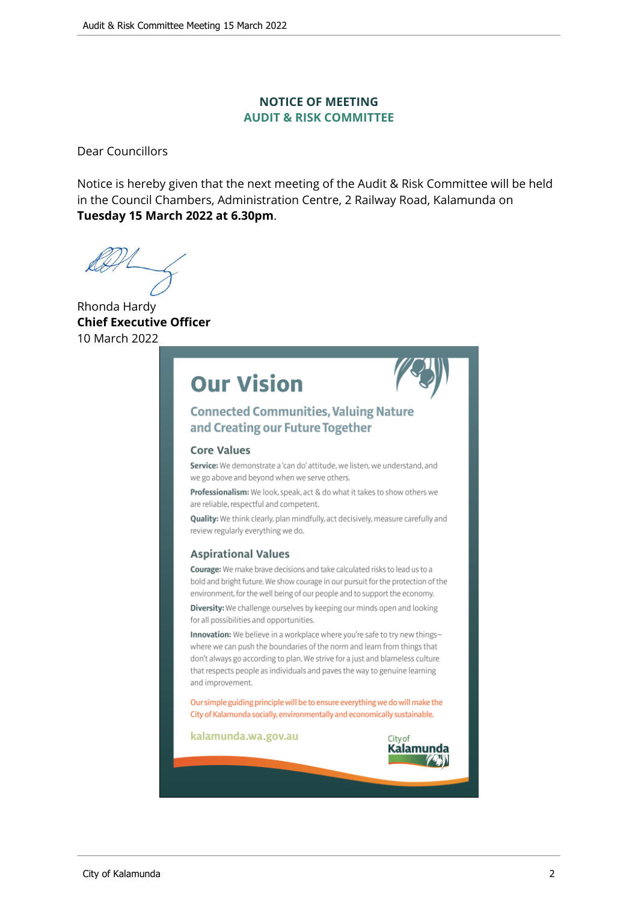## NOTICE OF MEETING
## AUDIT & RISK COMMITTEE

Dear Councillors

Notice is hereby given that the next meeting of the Audit & Risk Committee will be held in the Council Chambers, Administration Centre, 2 Railway Road, Kalamunda on **Tuesday 15 March 2022 at 6.30pm**.

Rhonda Hardy
**Chief Executive Officer**
10 March 2022

# Our Vision

### Connected Communities, Valuing Nature and Creating our Future Together

#### Core Values

**Service:** We demonstrate a 'can do' attitude, we listen, we understand, and we go above and beyond when we serve others.

**Professionalism:** We look, speak, act & do what it takes to show others we are reliable, respectful and competent.

**Quality:** We think clearly, plan mindfully, act decisively, measure carefully and review regularly everything we do.

#### Aspirational Values

**Courage:** We make brave decisions and take calculated risks to lead us to a bold and bright future. We show courage in our pursuit for the protection of the environment, for the well being of our people and to support the economy.

**Diversity:** We challenge ourselves by keeping our minds open and looking for all possibilities and opportunities.

**Innovation:** We believe in a workplace where you're safe to try new things– where we can push the boundaries of the norm and learn from things that don't always go according to plan. We strive for a just and blameless culture that respects people as individuals and paves the way to genuine learning and improvement.

Our simple guiding principle will be to ensure everything we do will make the City of Kalamunda socially, environmentally and economically sustainable.

kalamunda.wa.gov.au

City of Kalamunda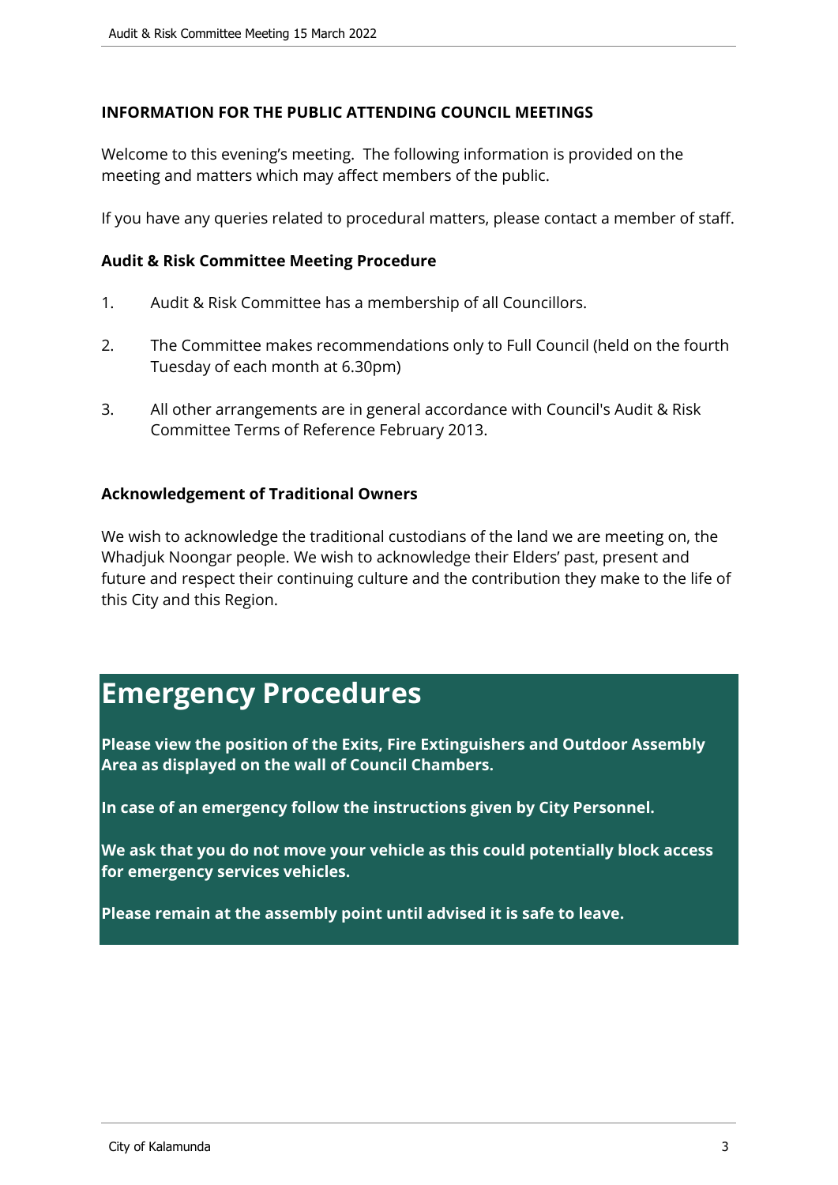**INFORMATION FOR THE PUBLIC ATTENDING COUNCIL MEETINGS**

Welcome to this evening's meeting. The following information is provided on the meeting and matters which may affect members of the public.

If you have any queries related to procedural matters, please contact a member of staff.

**Audit & Risk Committee Meeting Procedure**

1. Audit & Risk Committee has a membership of all Councillors.
2. The Committee makes recommendations only to Full Council (held on the fourth Tuesday of each month at 6.30pm)
3. All other arrangements are in general accordance with Council's Audit & Risk Committee Terms of Reference February 2013.

**Acknowledgement of Traditional Owners**

We wish to acknowledge the traditional custodians of the land we are meeting on, the Whadjuk Noongar people. We wish to acknowledge their Elders' past, present and future and respect their continuing culture and the contribution they make to the life of this City and this Region.

# Emergency Procedures

**Please view the position of the Exits, Fire Extinguishers and Outdoor Assembly Area as displayed on the wall of Council Chambers.**

**In case of an emergency follow the instructions given by City Personnel.**

**We ask that you do not move your vehicle as this could potentially block access for emergency services vehicles.**

**Please remain at the assembly point until advised it is safe to leave.**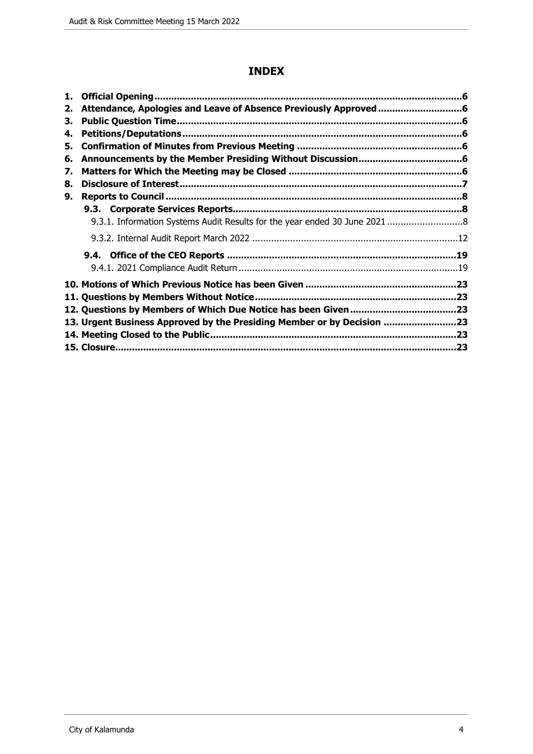# INDEX

1. **Official Opening** ... **6**
2. **Attendance, Apologies and Leave of Absence Previously Approved** ... **6**
3. **Public Question Time** ... **6**
4. **Petitions/Deputations** ... **6**
5. **Confirmation of Minutes from Previous Meeting** ... **6**
6. **Announcements by the Member Presiding Without Discussion** ... **6**
7. **Matters for Which the Meeting may be Closed** ... **6**
8. **Disclosure of Interest** ... **7**
9. **Reports to Council** ... **8**
   - **9.3. Corporate Services Reports** ... **8**
     - 9.3.1. Information Systems Audit Results for the year ended 30 June 2021 ... 8
     - 9.3.2. Internal Audit Report March 2022 ... 12
   - **9.4. Office of the CEO Reports** ... **19**
     - 9.4.1. 2021 Compliance Audit Return ... 19

**10. Motions of Which Previous Notice has been Given** ... **23**
**11. Questions by Members Without Notice** ... **23**
**12. Questions by Members of Which Due Notice has been Given** ... **23**
**13. Urgent Business Approved by the Presiding Member or by Decision** ... **23**
**14. Meeting Closed to the Public** ... **23**
**15. Closure** ... **23**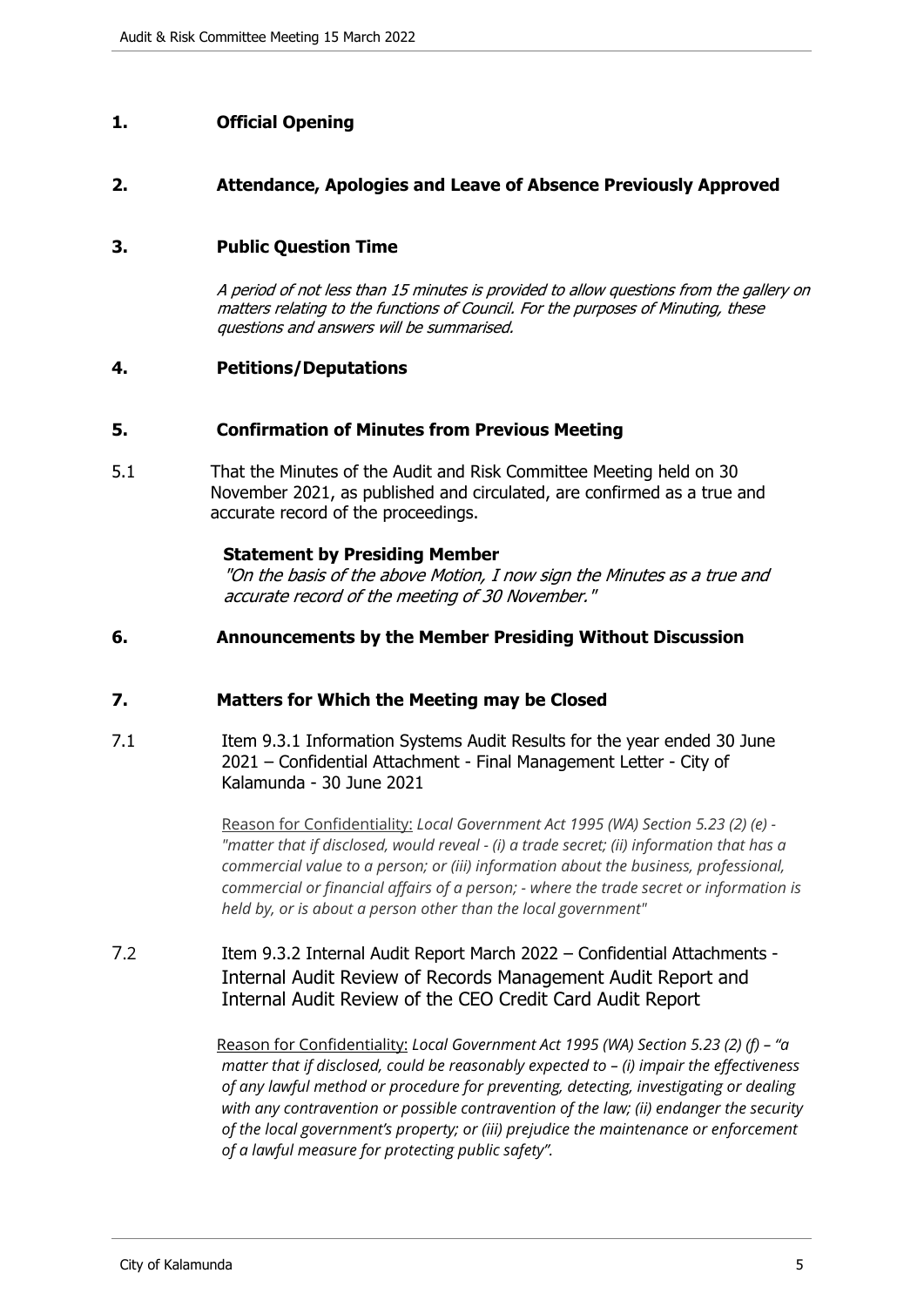## 1. Official Opening

## 2. Attendance, Apologies and Leave of Absence Previously Approved

## 3. Public Question Time

*A period of not less than 15 minutes is provided to allow questions from the gallery on matters relating to the functions of Council. For the purposes of Minuting, these questions and answers will be summarised.*

## 4. Petitions/Deputations

## 5. Confirmation of Minutes from Previous Meeting

5.1 That the Minutes of the Audit and Risk Committee Meeting held on 30 November 2021, as published and circulated, are confirmed as a true and accurate record of the proceedings.

**Statement by Presiding Member**

*"On the basis of the above Motion, I now sign the Minutes as a true and accurate record of the meeting of 30 November."*

## 6. Announcements by the Member Presiding Without Discussion

## 7. Matters for Which the Meeting may be Closed

7.1 Item 9.3.1 Information Systems Audit Results for the year ended 30 June 2021 – Confidential Attachment - Final Management Letter - City of Kalamunda - 30 June 2021

Reason for Confidentiality: *Local Government Act 1995 (WA) Section 5.23 (2) (e) - "matter that if disclosed, would reveal - (i) a trade secret; (ii) information that has a commercial value to a person; or (iii) information about the business, professional, commercial or financial affairs of a person; - where the trade secret or information is held by, or is about a person other than the local government"*

7.2 Item 9.3.2 Internal Audit Report March 2022 – Confidential Attachments - Internal Audit Review of Records Management Audit Report and Internal Audit Review of the CEO Credit Card Audit Report

Reason for Confidentiality: *Local Government Act 1995 (WA) Section 5.23 (2) (f) – "a matter that if disclosed, could be reasonably expected to – (i) impair the effectiveness of any lawful method or procedure for preventing, detecting, investigating or dealing with any contravention or possible contravention of the law; (ii) endanger the security of the local government's property; or (iii) prejudice the maintenance or enforcement of a lawful measure for protecting public safety".*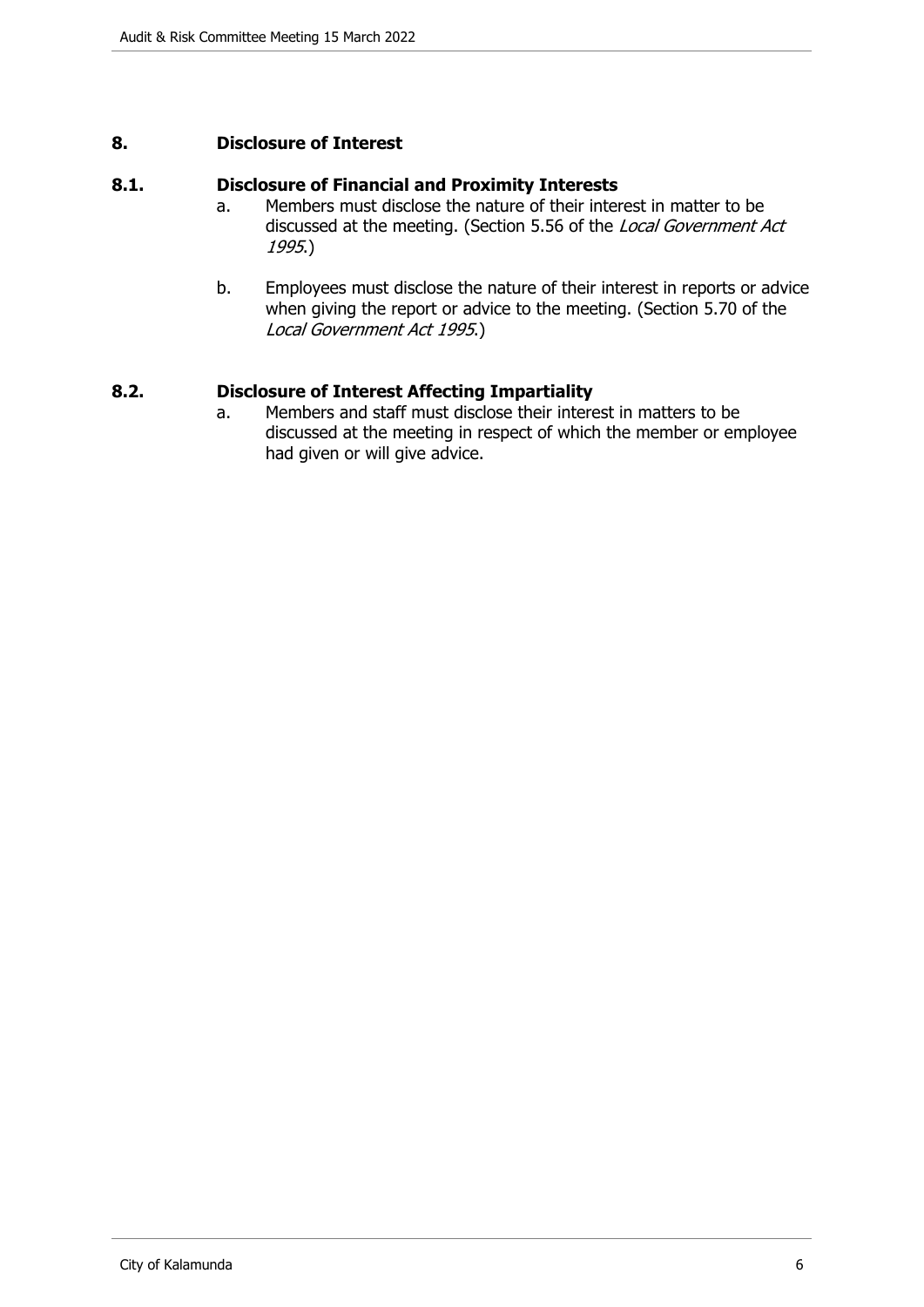## 8. Disclosure of Interest

### 8.1. Disclosure of Financial and Proximity Interests

a. Members must disclose the nature of their interest in matter to be discussed at the meeting. (Section 5.56 of the *Local Government Act 1995*.)

b. Employees must disclose the nature of their interest in reports or advice when giving the report or advice to the meeting. (Section 5.70 of the *Local Government Act 1995*.)

### 8.2. Disclosure of Interest Affecting Impartiality

a. Members and staff must disclose their interest in matters to be discussed at the meeting in respect of which the member or employee had given or will give advice.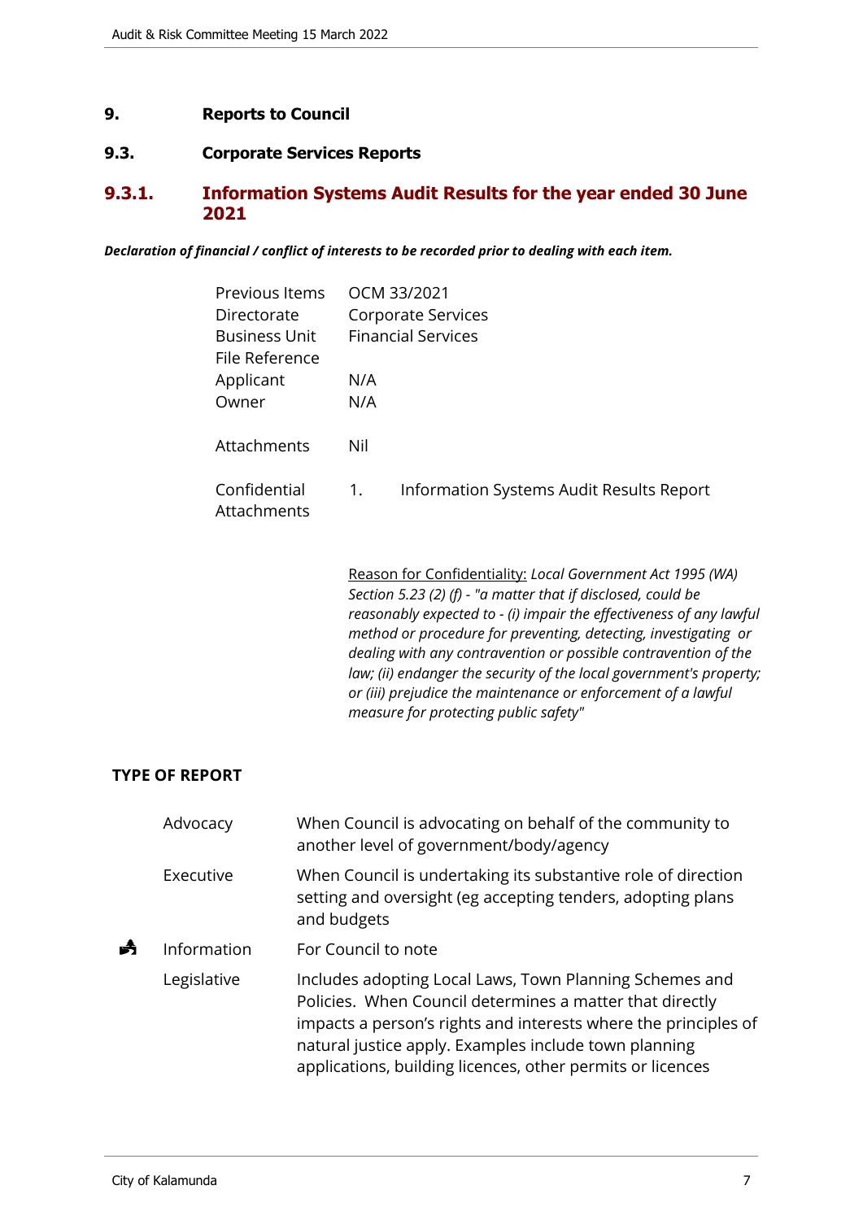# 9. Reports to Council

## 9.3. Corporate Services Reports

### 9.3.1. Information Systems Audit Results for the year ended 30 June 2021

***Declaration of financial / conflict of interests to be recorded prior to dealing with each item.***

| | |
|---|---|
| Previous Items | OCM 33/2021 |
| Directorate | Corporate Services |
| Business Unit | Financial Services |
| File Reference | |
| Applicant | N/A |
| Owner | N/A |
| Attachments | Nil |
| Confidential Attachments | 1. Information Systems Audit Results Report |

Reason for Confidentiality: *Local Government Act 1995 (WA) Section 5.23 (2) (f) - "a matter that if disclosed, could be reasonably expected to - (i) impair the effectiveness of any lawful method or procedure for preventing, detecting, investigating or dealing with any contravention or possible contravention of the law; (ii) endanger the security of the local government's property; or (iii) prejudice the maintenance or enforcement of a lawful measure for protecting public safety"*

**TYPE OF REPORT**

| | | |
|---|---|---|
| | Advocacy | When Council is advocating on behalf of the community to another level of government/body/agency |
| | Executive | When Council is undertaking its substantive role of direction setting and oversight (eg accepting tenders, adopting plans and budgets |
| ✓ | Information | For Council to note |
| | Legislative | Includes adopting Local Laws, Town Planning Schemes and Policies. When Council determines a matter that directly impacts a person's rights and interests where the principles of natural justice apply. Examples include town planning applications, building licences, other permits or licences |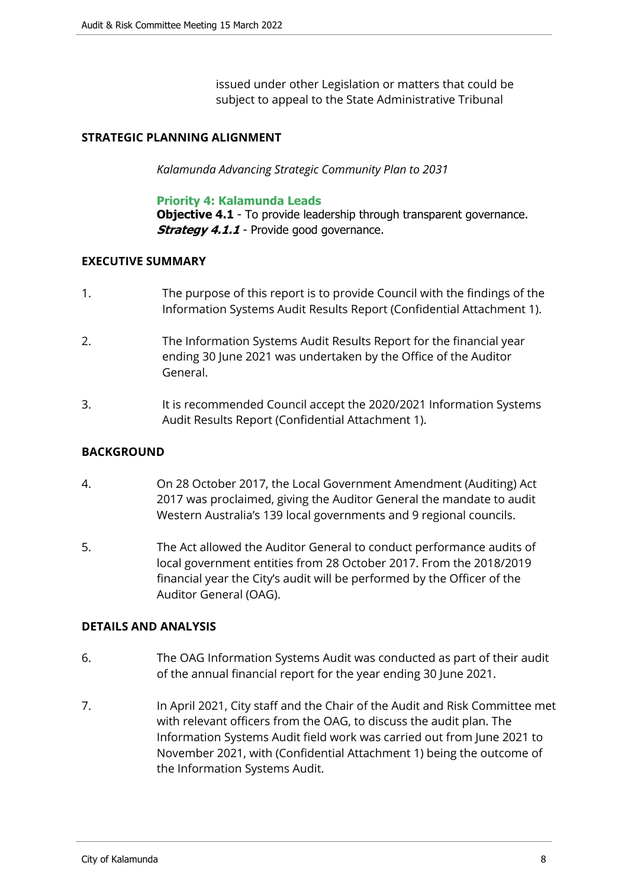issued under other Legislation or matters that could be subject to appeal to the State Administrative Tribunal

## STRATEGIC PLANNING ALIGNMENT

*Kalamunda Advancing Strategic Community Plan to 2031*

**Priority 4: Kalamunda Leads**
**Objective 4.1** - To provide leadership through transparent governance.
***Strategy 4.1.1*** - Provide good governance.

## EXECUTIVE SUMMARY

1. The purpose of this report is to provide Council with the findings of the Information Systems Audit Results Report (Confidential Attachment 1).

2. The Information Systems Audit Results Report for the financial year ending 30 June 2021 was undertaken by the Office of the Auditor General.

3. It is recommended Council accept the 2020/2021 Information Systems Audit Results Report (Confidential Attachment 1).

## BACKGROUND

4. On 28 October 2017, the Local Government Amendment (Auditing) Act 2017 was proclaimed, giving the Auditor General the mandate to audit Western Australia's 139 local governments and 9 regional councils.

5. The Act allowed the Auditor General to conduct performance audits of local government entities from 28 October 2017. From the 2018/2019 financial year the City's audit will be performed by the Officer of the Auditor General (OAG).

## DETAILS AND ANALYSIS

6. The OAG Information Systems Audit was conducted as part of their audit of the annual financial report for the year ending 30 June 2021.

7. In April 2021, City staff and the Chair of the Audit and Risk Committee met with relevant officers from the OAG, to discuss the audit plan. The Information Systems Audit field work was carried out from June 2021 to November 2021, with (Confidential Attachment 1) being the outcome of the Information Systems Audit.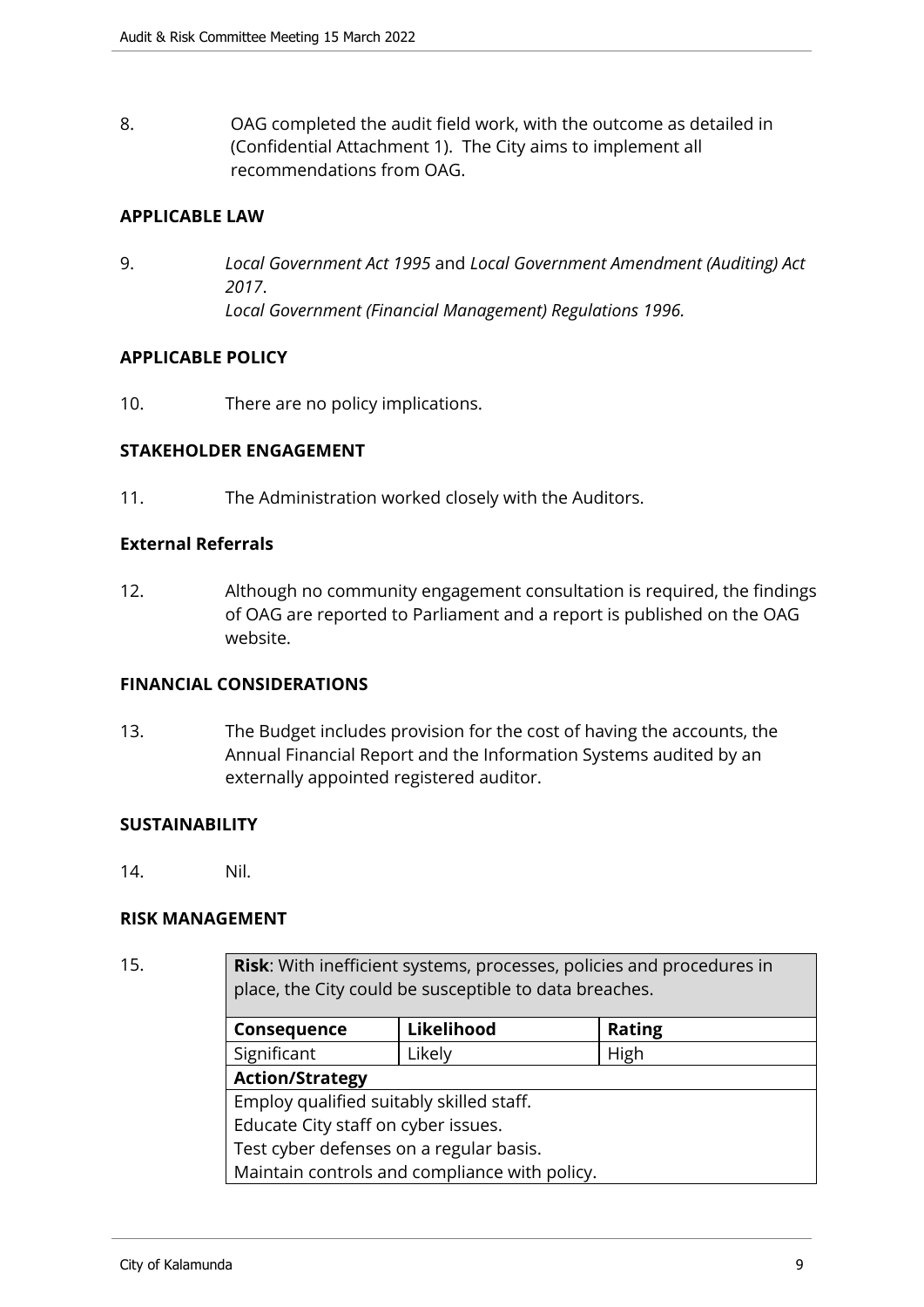8. OAG completed the audit field work, with the outcome as detailed in (Confidential Attachment 1). The City aims to implement all recommendations from OAG.

**APPLICABLE LAW**

9. *Local Government Act 1995* and *Local Government Amendment (Auditing) Act 2017*.
   *Local Government (Financial Management) Regulations 1996.*

**APPLICABLE POLICY**

10. There are no policy implications.

**STAKEHOLDER ENGAGEMENT**

11. The Administration worked closely with the Auditors.

**External Referrals**

12. Although no community engagement consultation is required, the findings of OAG are reported to Parliament and a report is published on the OAG website.

**FINANCIAL CONSIDERATIONS**

13. The Budget includes provision for the cost of having the accounts, the Annual Financial Report and the Information Systems audited by an externally appointed registered auditor.

**SUSTAINABILITY**

14. Nil.

**RISK MANAGEMENT**

15.

| **Risk**: With inefficient systems, processes, policies and procedures in place, the City could be susceptible to data breaches. | | |
|---|---|---|
| **Consequence** | **Likelihood** | **Rating** |
| Significant | Likely | High |
| **Action/Strategy** | | |
| Employ qualified suitably skilled staff.<br>Educate City staff on cyber issues.<br>Test cyber defenses on a regular basis.<br>Maintain controls and compliance with policy. | | |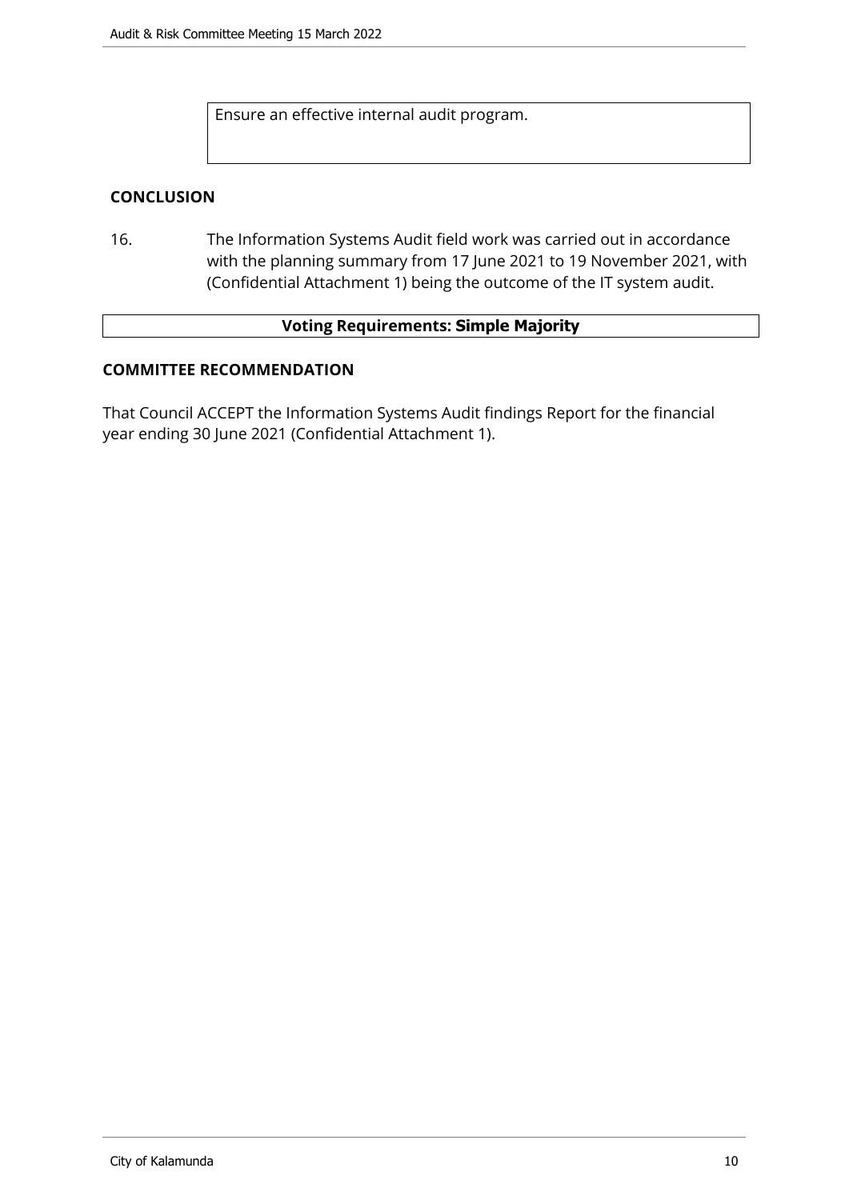Ensure an effective internal audit program.

## CONCLUSION

16. The Information Systems Audit field work was carried out in accordance with the planning summary from 17 June 2021 to 19 November 2021, with (Confidential Attachment 1) being the outcome of the IT system audit.

**Voting Requirements: Simple Majority**

## COMMITTEE RECOMMENDATION

That Council ACCEPT the Information Systems Audit findings Report for the financial year ending 30 June 2021 (Confidential Attachment 1).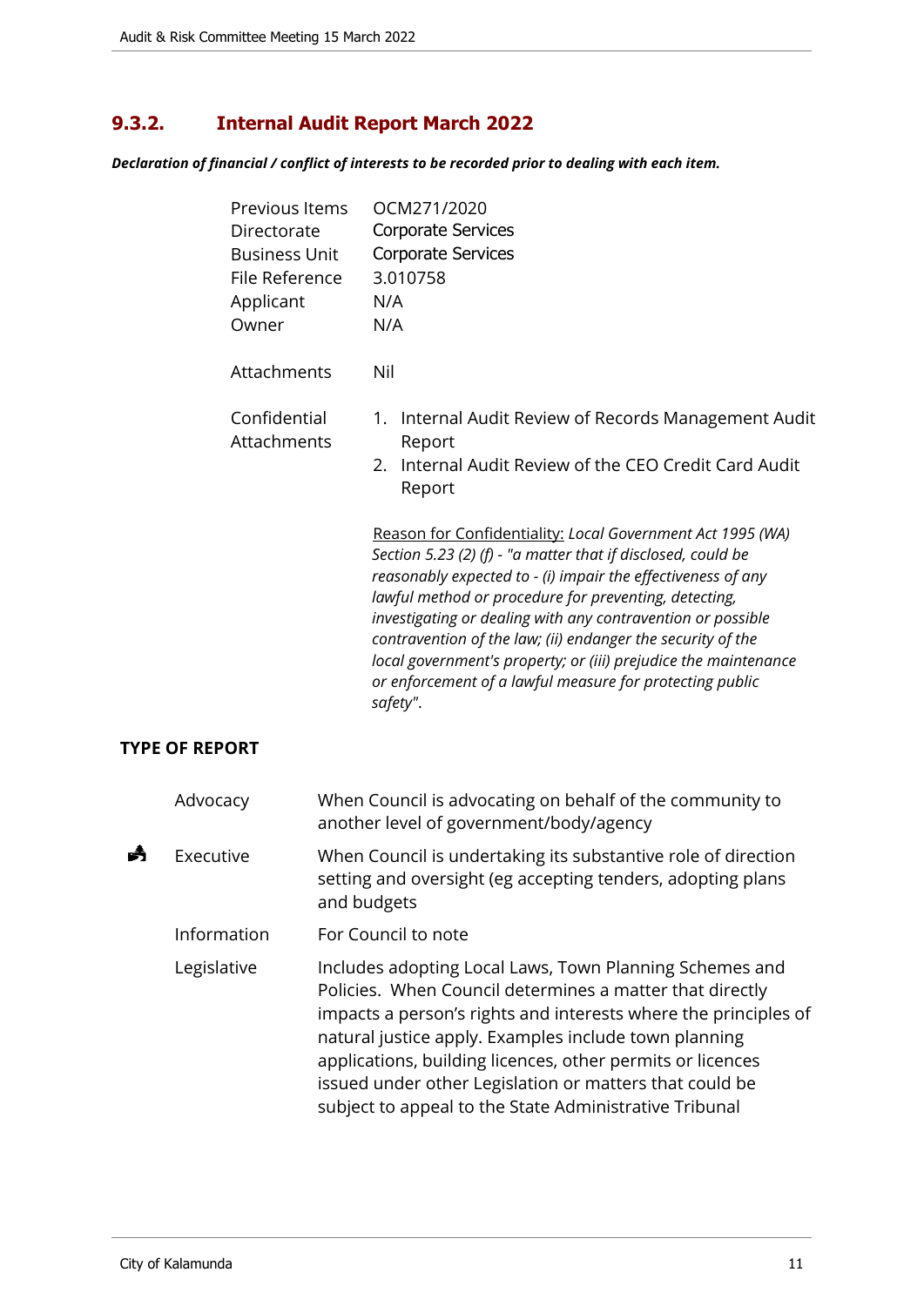## 9.3.2. Internal Audit Report March 2022

***Declaration of financial / conflict of interests to be recorded prior to dealing with each item.***

| | |
|---|---|
| Previous Items | OCM271/2020 |
| Directorate | Corporate Services |
| Business Unit | Corporate Services |
| File Reference | 3.010758 |
| Applicant | N/A |
| Owner | N/A |
| Attachments | Nil |
| Confidential Attachments | 1. Internal Audit Review of Records Management Audit Report<br>2. Internal Audit Review of the CEO Credit Card Audit Report |

Reason for Confidentiality: *Local Government Act 1995 (WA) Section 5.23 (2) (f) - "a matter that if disclosed, could be reasonably expected to - (i) impair the effectiveness of any lawful method or procedure for preventing, detecting, investigating or dealing with any contravention or possible contravention of the law; (ii) endanger the security of the local government's property; or (iii) prejudice the maintenance or enforcement of a lawful measure for protecting public safety".*

**TYPE OF REPORT**

| | | |
|---|---|---|
| | Advocacy | When Council is advocating on behalf of the community to another level of government/body/agency |
| ✓ | Executive | When Council is undertaking its substantive role of direction setting and oversight (eg accepting tenders, adopting plans and budgets |
| | Information | For Council to note |
| | Legislative | Includes adopting Local Laws, Town Planning Schemes and Policies. When Council determines a matter that directly impacts a person's rights and interests where the principles of natural justice apply. Examples include town planning applications, building licences, other permits or licences issued under other Legislation or matters that could be subject to appeal to the State Administrative Tribunal |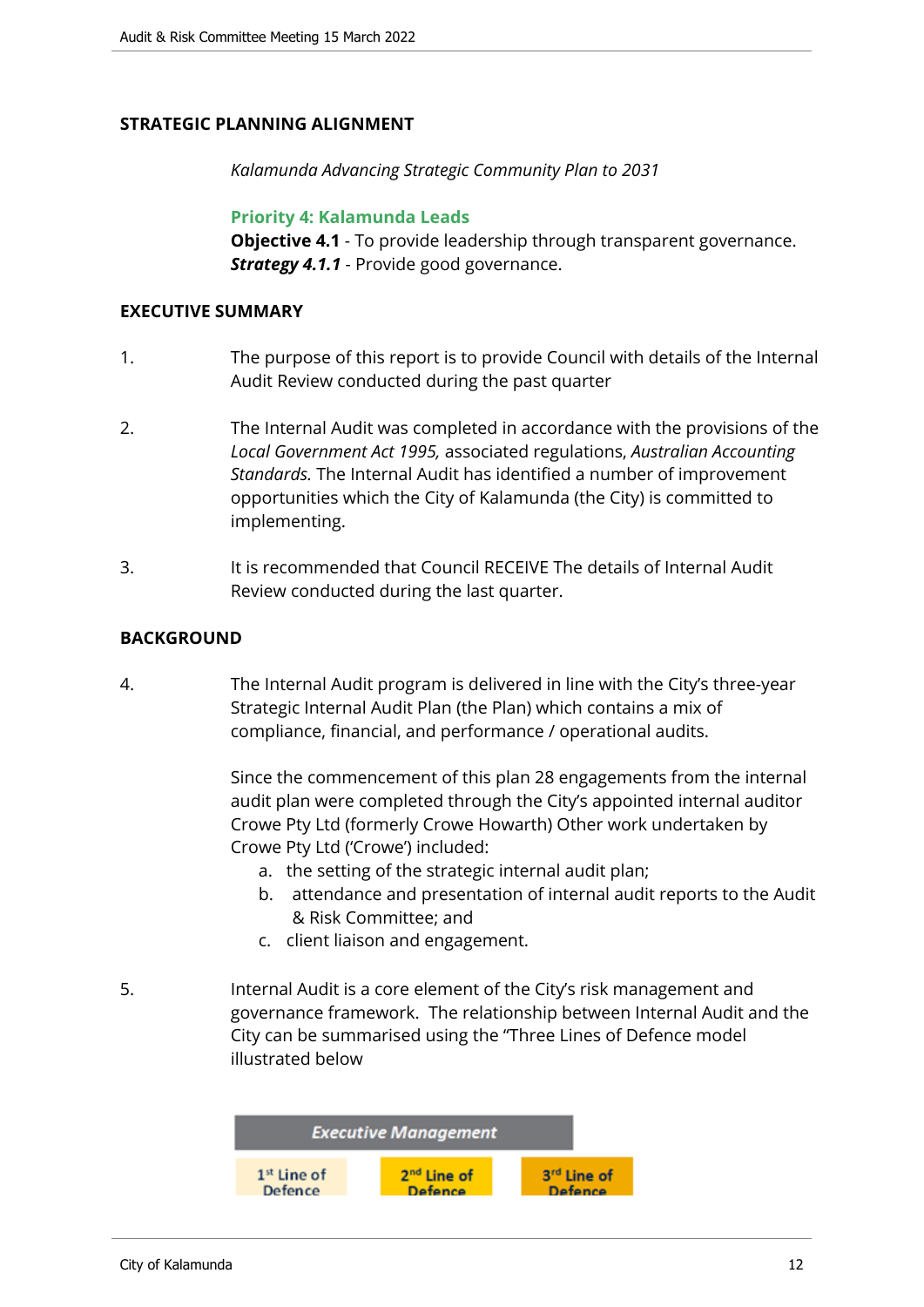## STRATEGIC PLANNING ALIGNMENT

*Kalamunda Advancing Strategic Community Plan to 2031*

**Priority 4: Kalamunda Leads**
**Objective 4.1** - To provide leadership through transparent governance.
***Strategy 4.1.1*** - Provide good governance.

## EXECUTIVE SUMMARY

1. The purpose of this report is to provide Council with details of the Internal Audit Review conducted during the past quarter

2. The Internal Audit was completed in accordance with the provisions of the *Local Government Act 1995,* associated regulations, *Australian Accounting Standards.* The Internal Audit has identified a number of improvement opportunities which the City of Kalamunda (the City) is committed to implementing.

3. It is recommended that Council RECEIVE The details of Internal Audit Review conducted during the last quarter.

## BACKGROUND

4. The Internal Audit program is delivered in line with the City's three-year Strategic Internal Audit Plan (the Plan) which contains a mix of compliance, financial, and performance / operational audits.

   Since the commencement of this plan 28 engagements from the internal audit plan were completed through the City's appointed internal auditor Crowe Pty Ltd (formerly Crowe Howarth) Other work undertaken by Crowe Pty Ltd ('Crowe') included:

   a. the setting of the strategic internal audit plan;
   b. attendance and presentation of internal audit reports to the Audit & Risk Committee; and
   c. client liaison and engagement.

5. Internal Audit is a core element of the City's risk management and governance framework. The relationship between Internal Audit and the City can be summarised using the "Three Lines of Defence model illustrated below

| Executive Management | | |
|---|---|---|
| 1st Line of Defence | 2nd Line of Defence | 3rd Line of Defence |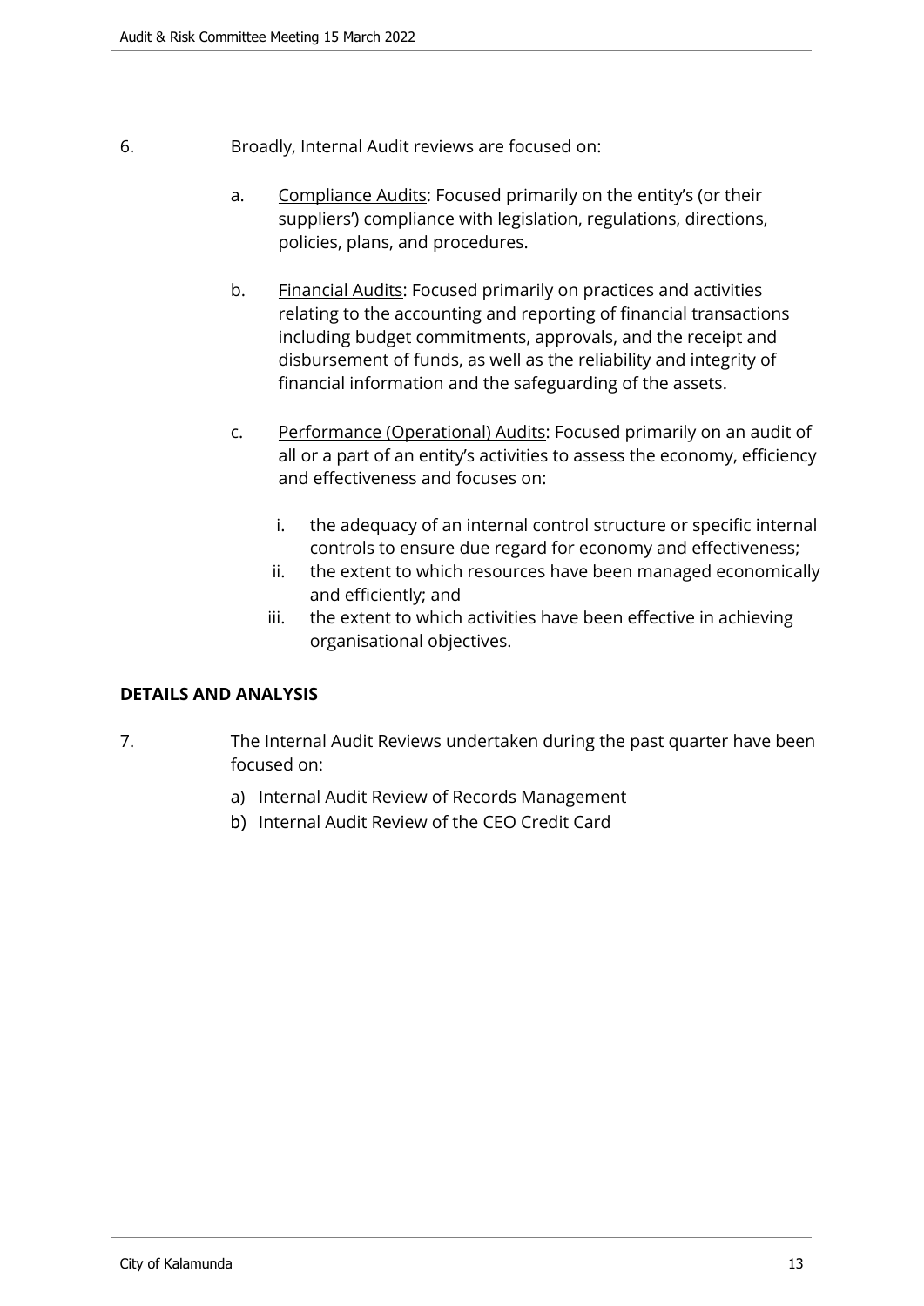6. Broadly, Internal Audit reviews are focused on:

   a. Compliance Audits: Focused primarily on the entity's (or their suppliers') compliance with legislation, regulations, directions, policies, plans, and procedures.

   b. Financial Audits: Focused primarily on practices and activities relating to the accounting and reporting of financial transactions including budget commitments, approvals, and the receipt and disbursement of funds, as well as the reliability and integrity of financial information and the safeguarding of the assets.

   c. Performance (Operational) Audits: Focused primarily on an audit of all or a part of an entity's activities to assess the economy, efficiency and effectiveness and focuses on:

      i. the adequacy of an internal control structure or specific internal controls to ensure due regard for economy and effectiveness;
      ii. the extent to which resources have been managed economically and efficiently; and
      iii. the extent to which activities have been effective in achieving organisational objectives.

**DETAILS AND ANALYSIS**

7. The Internal Audit Reviews undertaken during the past quarter have been focused on:

   a) Internal Audit Review of Records Management
   b) Internal Audit Review of the CEO Credit Card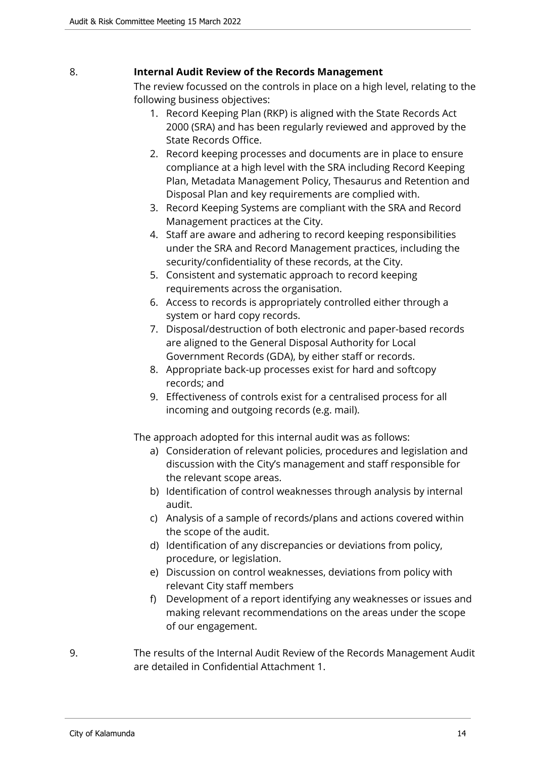8. **Internal Audit Review of the Records Management**

The review focussed on the controls in place on a high level, relating to the following business objectives:

1. Record Keeping Plan (RKP) is aligned with the State Records Act 2000 (SRA) and has been regularly reviewed and approved by the State Records Office.
2. Record keeping processes and documents are in place to ensure compliance at a high level with the SRA including Record Keeping Plan, Metadata Management Policy, Thesaurus and Retention and Disposal Plan and key requirements are complied with.
3. Record Keeping Systems are compliant with the SRA and Record Management practices at the City.
4. Staff are aware and adhering to record keeping responsibilities under the SRA and Record Management practices, including the security/confidentiality of these records, at the City.
5. Consistent and systematic approach to record keeping requirements across the organisation.
6. Access to records is appropriately controlled either through a system or hard copy records.
7. Disposal/destruction of both electronic and paper-based records are aligned to the General Disposal Authority for Local Government Records (GDA), by either staff or records.
8. Appropriate back-up processes exist for hard and softcopy records; and
9. Effectiveness of controls exist for a centralised process for all incoming and outgoing records (e.g. mail).

The approach adopted for this internal audit was as follows:

a) Consideration of relevant policies, procedures and legislation and discussion with the City's management and staff responsible for the relevant scope areas.
b) Identification of control weaknesses through analysis by internal audit.
c) Analysis of a sample of records/plans and actions covered within the scope of the audit.
d) Identification of any discrepancies or deviations from policy, procedure, or legislation.
e) Discussion on control weaknesses, deviations from policy with relevant City staff members
f) Development of a report identifying any weaknesses or issues and making relevant recommendations on the areas under the scope of our engagement.

9. The results of the Internal Audit Review of the Records Management Audit are detailed in Confidential Attachment 1.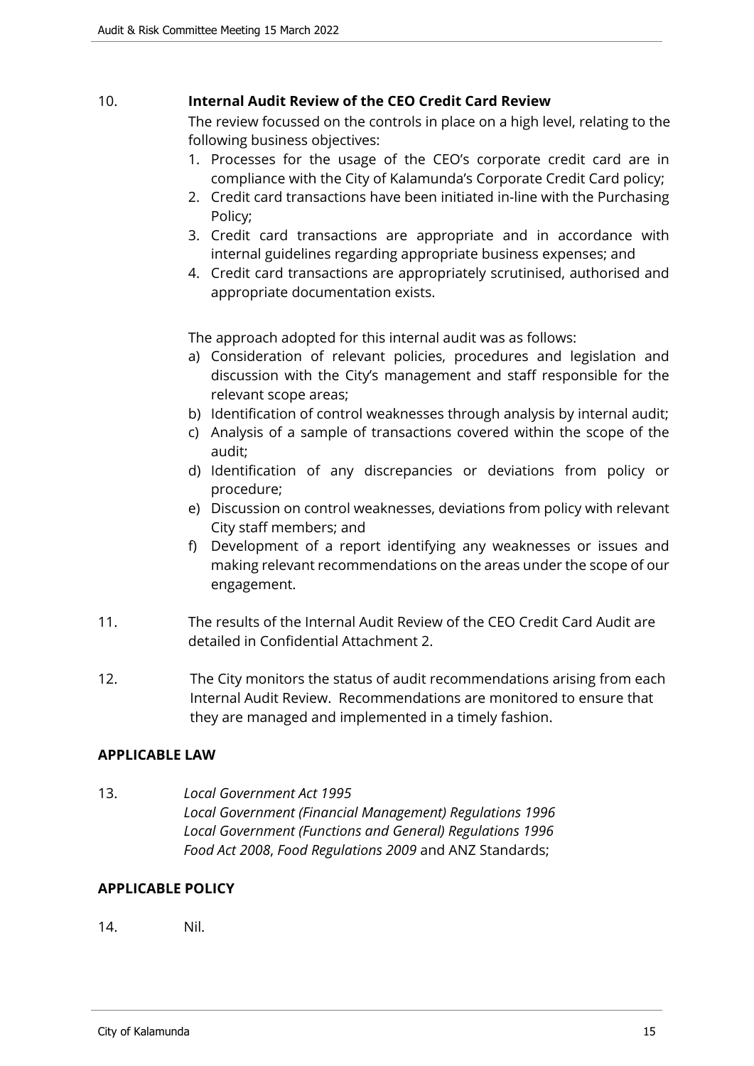10. **Internal Audit Review of the CEO Credit Card Review**

The review focussed on the controls in place on a high level, relating to the following business objectives:

1. Processes for the usage of the CEO's corporate credit card are in compliance with the City of Kalamunda's Corporate Credit Card policy;
2. Credit card transactions have been initiated in-line with the Purchasing Policy;
3. Credit card transactions are appropriate and in accordance with internal guidelines regarding appropriate business expenses; and
4. Credit card transactions are appropriately scrutinised, authorised and appropriate documentation exists.

The approach adopted for this internal audit was as follows:

a) Consideration of relevant policies, procedures and legislation and discussion with the City's management and staff responsible for the relevant scope areas;
b) Identification of control weaknesses through analysis by internal audit;
c) Analysis of a sample of transactions covered within the scope of the audit;
d) Identification of any discrepancies or deviations from policy or procedure;
e) Discussion on control weaknesses, deviations from policy with relevant City staff members; and
f) Development of a report identifying any weaknesses or issues and making relevant recommendations on the areas under the scope of our engagement.

11. The results of the Internal Audit Review of the CEO Credit Card Audit are detailed in Confidential Attachment 2.

12. The City monitors the status of audit recommendations arising from each Internal Audit Review. Recommendations are monitored to ensure that they are managed and implemented in a timely fashion.

## APPLICABLE LAW

13. *Local Government Act 1995*
*Local Government (Financial Management) Regulations 1996*
*Local Government (Functions and General) Regulations 1996*
*Food Act 2008*, *Food Regulations 2009* and ANZ Standards;

## APPLICABLE POLICY

14. Nil.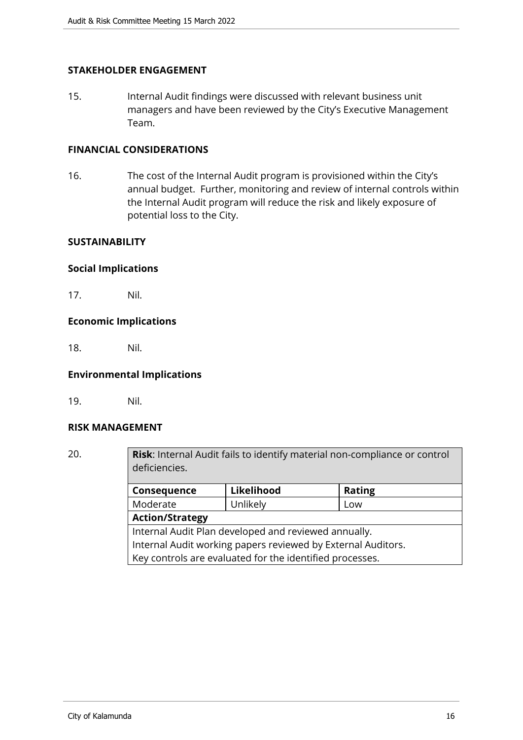**STAKEHOLDER ENGAGEMENT**

15. Internal Audit findings were discussed with relevant business unit managers and have been reviewed by the City's Executive Management Team.

**FINANCIAL CONSIDERATIONS**

16. The cost of the Internal Audit program is provisioned within the City's annual budget. Further, monitoring and review of internal controls within the Internal Audit program will reduce the risk and likely exposure of potential loss to the City.

**SUSTAINABILITY**

**Social Implications**

17. Nil.

**Economic Implications**

18. Nil.

**Environmental Implications**

19. Nil.

**RISK MANAGEMENT**

20.

| **Risk**: Internal Audit fails to identify material non-compliance or control deficiencies. | | |
|---|---|---|
| **Consequence** | **Likelihood** | **Rating** |
| Moderate | Unlikely | Low |
| **Action/Strategy** | | |
| Internal Audit Plan developed and reviewed annually.<br>Internal Audit working papers reviewed by External Auditors.<br>Key controls are evaluated for the identified processes. | | |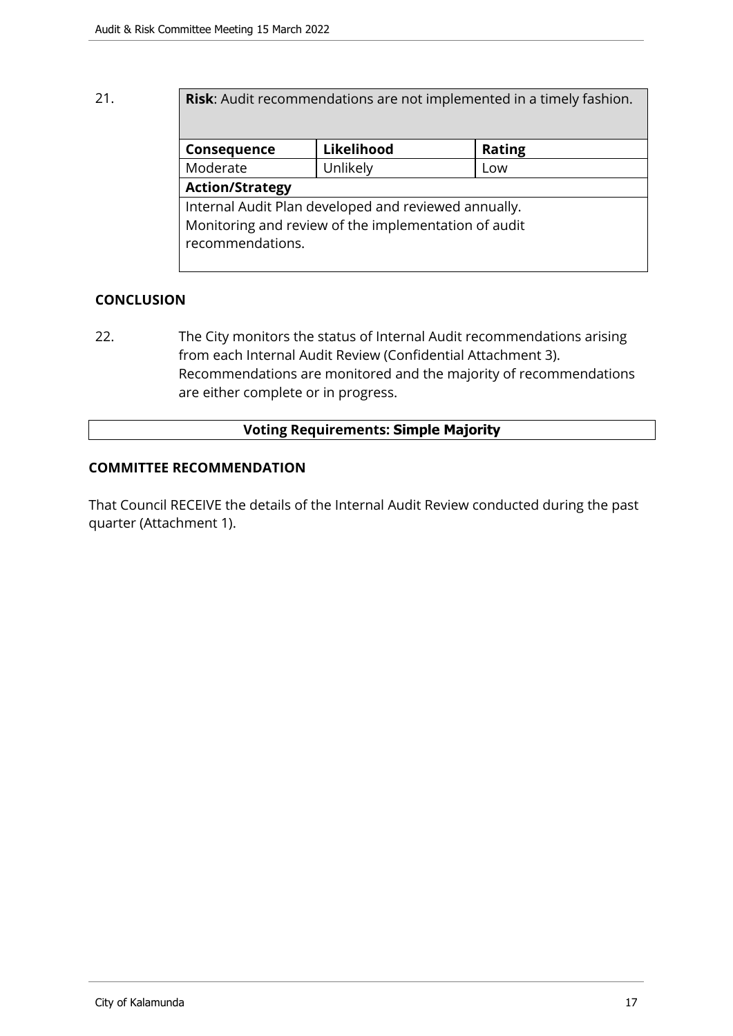21.

| **Risk**: Audit recommendations are not implemented in a timely fashion. | | |
|---|---|---|
| **Consequence** | **Likelihood** | **Rating** |
| Moderate | Unlikely | Low |
| **Action/Strategy** | | |
| Internal Audit Plan developed and reviewed annually. Monitoring and review of the implementation of audit recommendations. | | |

## CONCLUSION

22. The City monitors the status of Internal Audit recommendations arising from each Internal Audit Review (Confidential Attachment 3). Recommendations are monitored and the majority of recommendations are either complete or in progress.

**Voting Requirements: Simple Majority**

## COMMITTEE RECOMMENDATION

That Council RECEIVE the details of the Internal Audit Review conducted during the past quarter (Attachment 1).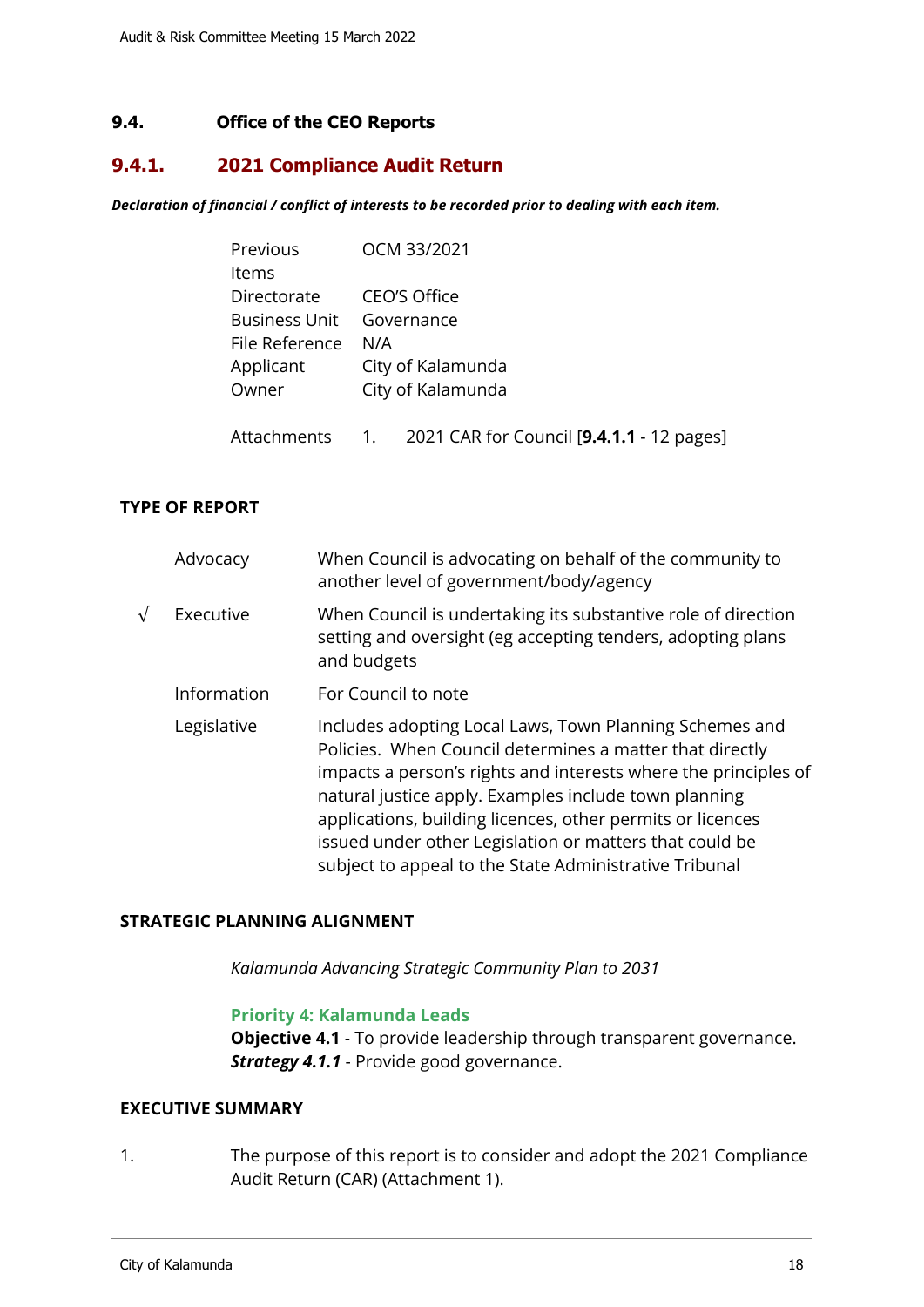## 9.4. Office of the CEO Reports

### 9.4.1. 2021 Compliance Audit Return

***Declaration of financial / conflict of interests to be recorded prior to dealing with each item.***

| | |
|---|---|
| Previous Items | OCM 33/2021 |
| Directorate | CEO'S Office |
| Business Unit | Governance |
| File Reference | N/A |
| Applicant | City of Kalamunda |
| Owner | City of Kalamunda |
| Attachments | 1. 2021 CAR for Council [**9.4.1.1** - 12 pages] |

**TYPE OF REPORT**

| | | |
|---|---|---|
| | Advocacy | When Council is advocating on behalf of the community to another level of government/body/agency |
| √ | Executive | When Council is undertaking its substantive role of direction setting and oversight (eg accepting tenders, adopting plans and budgets |
| | Information | For Council to note |
| | Legislative | Includes adopting Local Laws, Town Planning Schemes and Policies. When Council determines a matter that directly impacts a person's rights and interests where the principles of natural justice apply. Examples include town planning applications, building licences, other permits or licences issued under other Legislation or matters that could be subject to appeal to the State Administrative Tribunal |

**STRATEGIC PLANNING ALIGNMENT**

*Kalamunda Advancing Strategic Community Plan to 2031*

**Priority 4: Kalamunda Leads**
**Objective 4.1** - To provide leadership through transparent governance.
***Strategy 4.1.1*** - Provide good governance.

**EXECUTIVE SUMMARY**

1. The purpose of this report is to consider and adopt the 2021 Compliance Audit Return (CAR) (Attachment 1).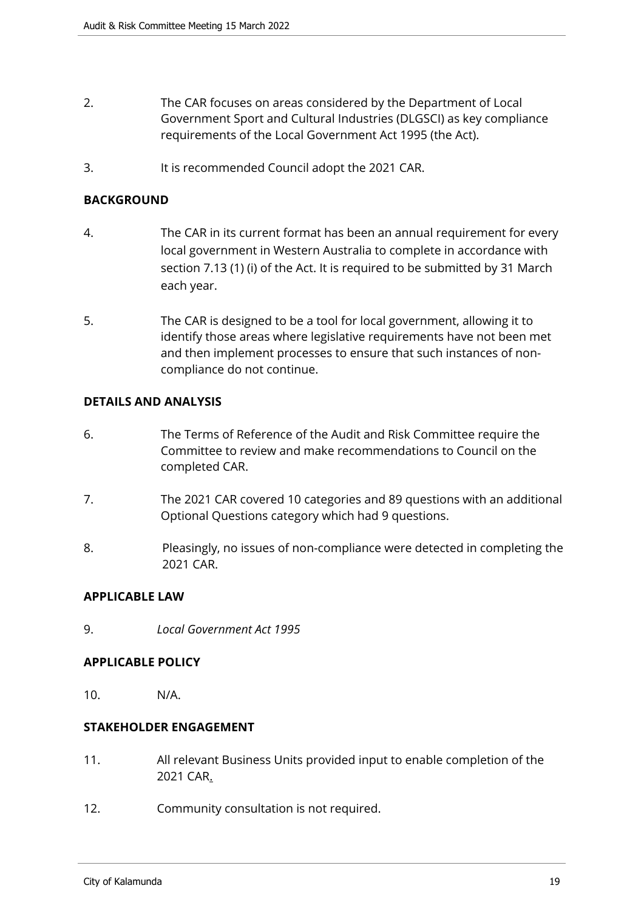2. The CAR focuses on areas considered by the Department of Local Government Sport and Cultural Industries (DLGSCI) as key compliance requirements of the Local Government Act 1995 (the Act).

3. It is recommended Council adopt the 2021 CAR.

**BACKGROUND**

4. The CAR in its current format has been an annual requirement for every local government in Western Australia to complete in accordance with section 7.13 (1) (i) of the Act. It is required to be submitted by 31 March each year.

5. The CAR is designed to be a tool for local government, allowing it to identify those areas where legislative requirements have not been met and then implement processes to ensure that such instances of non-compliance do not continue.

**DETAILS AND ANALYSIS**

6. The Terms of Reference of the Audit and Risk Committee require the Committee to review and make recommendations to Council on the completed CAR.

7. The 2021 CAR covered 10 categories and 89 questions with an additional Optional Questions category which had 9 questions.

8. Pleasingly, no issues of non-compliance were detected in completing the 2021 CAR.

**APPLICABLE LAW**

9. *Local Government Act 1995*

**APPLICABLE POLICY**

10. N/A.

**STAKEHOLDER ENGAGEMENT**

11. All relevant Business Units provided input to enable completion of the 2021 CAR.

12. Community consultation is not required.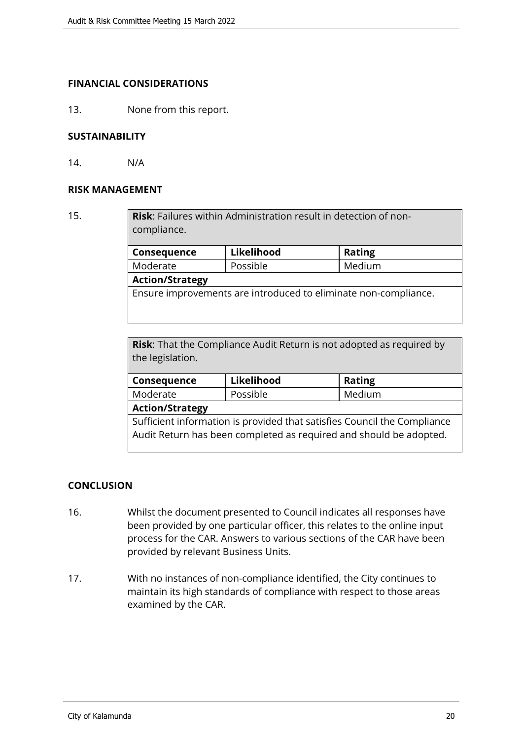## FINANCIAL CONSIDERATIONS

13. None from this report.

## SUSTAINABILITY

14. N/A

## RISK MANAGEMENT

15.

| **Risk**: Failures within Administration result in detection of non-compliance. | | |
|---|---|---|
| **Consequence** | **Likelihood** | **Rating** |
| Moderate | Possible | Medium |
| **Action/Strategy** | | |
| Ensure improvements are introduced to eliminate non-compliance. | | |

| **Risk**: That the Compliance Audit Return is not adopted as required by the legislation. | | |
|---|---|---|
| **Consequence** | **Likelihood** | **Rating** |
| Moderate | Possible | Medium |
| **Action/Strategy** | | |
| Sufficient information is provided that satisfies Council the Compliance Audit Return has been completed as required and should be adopted. | | |

## CONCLUSION

16. Whilst the document presented to Council indicates all responses have been provided by one particular officer, this relates to the online input process for the CAR. Answers to various sections of the CAR have been provided by relevant Business Units.

17. With no instances of non-compliance identified, the City continues to maintain its high standards of compliance with respect to those areas examined by the CAR.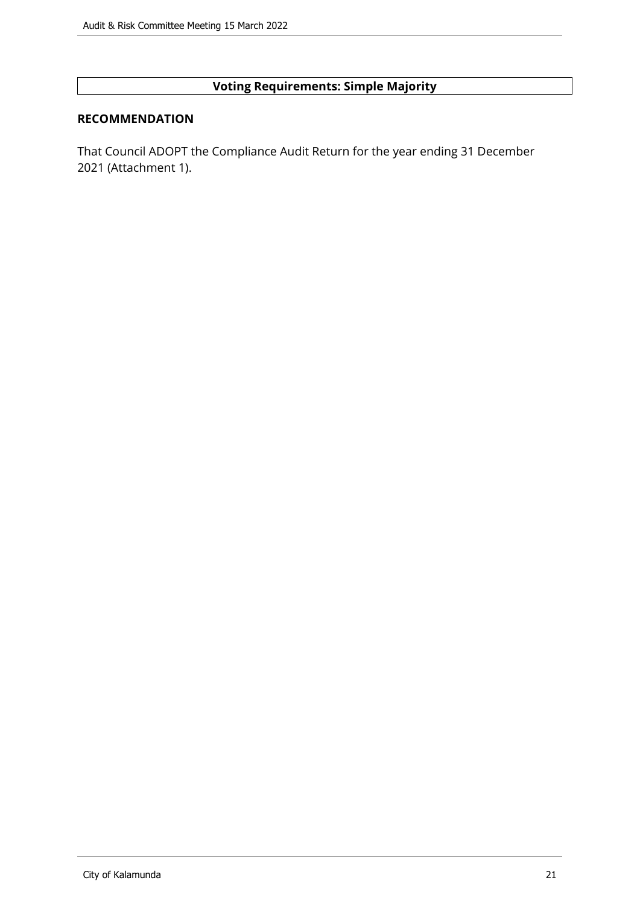**Voting Requirements: Simple Majority**

**RECOMMENDATION**

That Council ADOPT the Compliance Audit Return for the year ending 31 December 2021 (Attachment 1).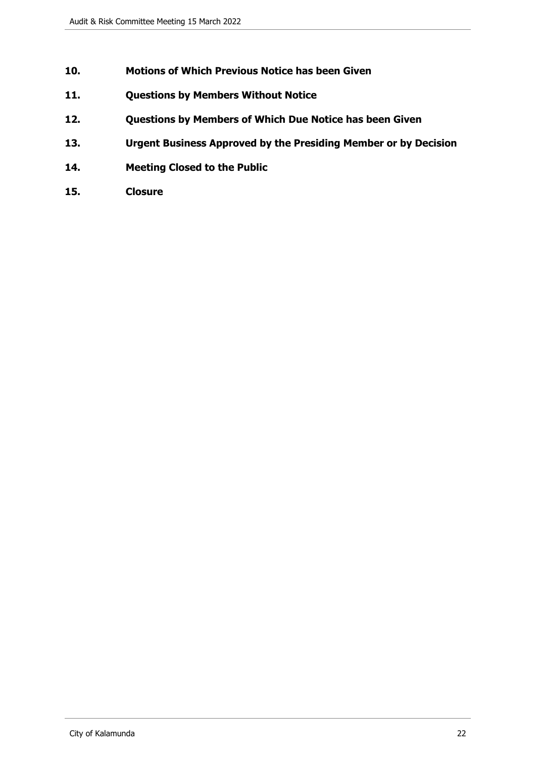## 10. Motions of Which Previous Notice has been Given

## 11. Questions by Members Without Notice

## 12. Questions by Members of Which Due Notice has been Given

## 13. Urgent Business Approved by the Presiding Member or by Decision

## 14. Meeting Closed to the Public

## 15. Closure